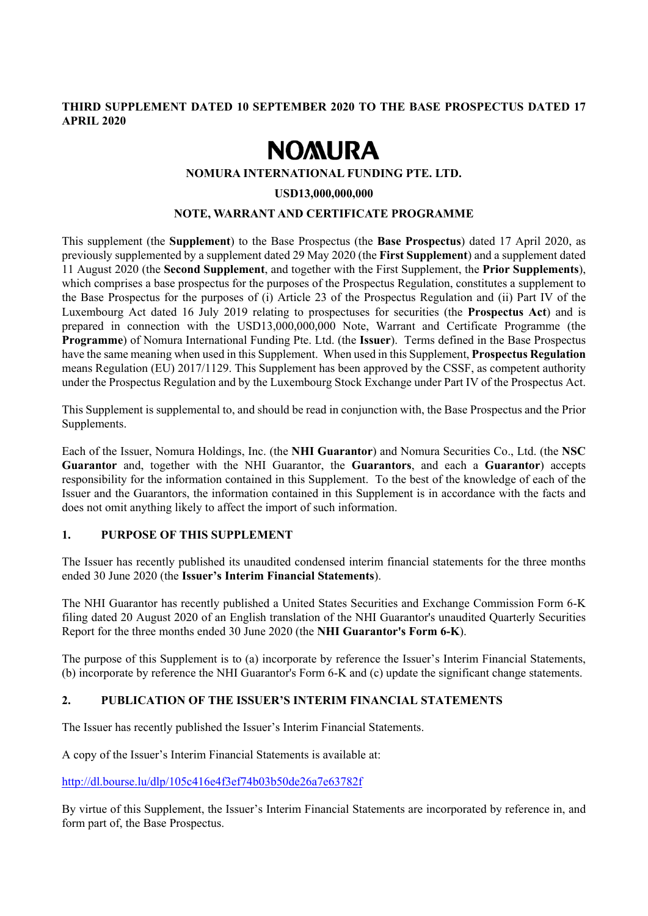**THIRD SUPPLEMENT DATED 10 SEPTEMBER 2020 TO THE BASE PROSPECTUS DATED 17 APRIL 2020**

# NOMURA

**NOMURA INTERNATIONAL FUNDING PTE. LTD.**

**USD13,000,000,000**

**NOTE, WARRANT AND CERTIFICATE PROGRAMME**

This supplement (the **Supplement**) to the Base Prospectus (the **Base Prospectus**) dated 17 April 2020, as previously supplemented by a supplement dated 29 May 2020 (the **First Supplement**) and a supplement dated 11 August 2020 (the **Second Supplement**, and together with the First Supplement, the **Prior Supplements**), which comprises a base prospectus for the purposes of the Prospectus Regulation, constitutes a supplement to the Base Prospectus for the purposes of (i) Article 23 of the Prospectus Regulation and (ii) Part IV of the Luxembourg Act dated 16 July 2019 relating to prospectuses for securities (the **Prospectus Act**) and is prepared in connection with the USD13,000,000,000 Note, Warrant and Certificate Programme (the **Programme**) of Nomura International Funding Pte. Ltd. (the **Issuer**). Terms defined in the Base Prospectus have the same meaning when used in this Supplement. When used in this Supplement, **Prospectus Regulation** means Regulation (EU) 2017/1129. This Supplement has been approved by the CSSF, as competent authority under the Prospectus Regulation and by the Luxembourg Stock Exchange under Part IV of the Prospectus Act.

This Supplement is supplemental to, and should be read in conjunction with, the Base Prospectus and the Prior Supplements.

Each of the Issuer, Nomura Holdings, Inc. (the **NHI Guarantor**) and Nomura Securities Co., Ltd. (the **NSC Guarantor** and, together with the NHI Guarantor, the **Guarantors**, and each a **Guarantor**) accepts responsibility for the information contained in this Supplement. To the best of the knowledge of each of the Issuer and the Guarantors, the information contained in this Supplement is in accordance with the facts and does not omit anything likely to affect the import of such information.

## 1. PURPOSE OF THIS SUPPLEMENT

The Issuer has recently published its unaudited condensed interim financial statements for the three months ended 30 June 2020 (the **Issuer's Interim Financial Statements**).

The NHI Guarantor has recently published a United States Securities and Exchange Commission Form 6-K filing dated 20 August 2020 of an English translation of the NHI Guarantor's unaudited Quarterly Securities Report for the three months ended 30 June 2020 (the **NHI Guarantor's Form 6-K**).

The purpose of this Supplement is to (a) incorporate by reference the Issuer's Interim Financial Statements, (b) incorporate by reference the NHI Guarantor's Form 6-K and (c) update the significant change statements.

## 2. PUBLICATION OF THE ISSUER'S INTERIM FINANCIAL STATEMENTS

The Issuer has recently published the Issuer's Interim Financial Statements.

A copy of the Issuer's Interim Financial Statements is available at:

http://dl.bourse.lu/dlp/105c416e4f3ef74b03b50de26a7e63782f

By virtue of this Supplement, the Issuer's Interim Financial Statements are incorporated by reference in, and form part of, the Base Prospectus.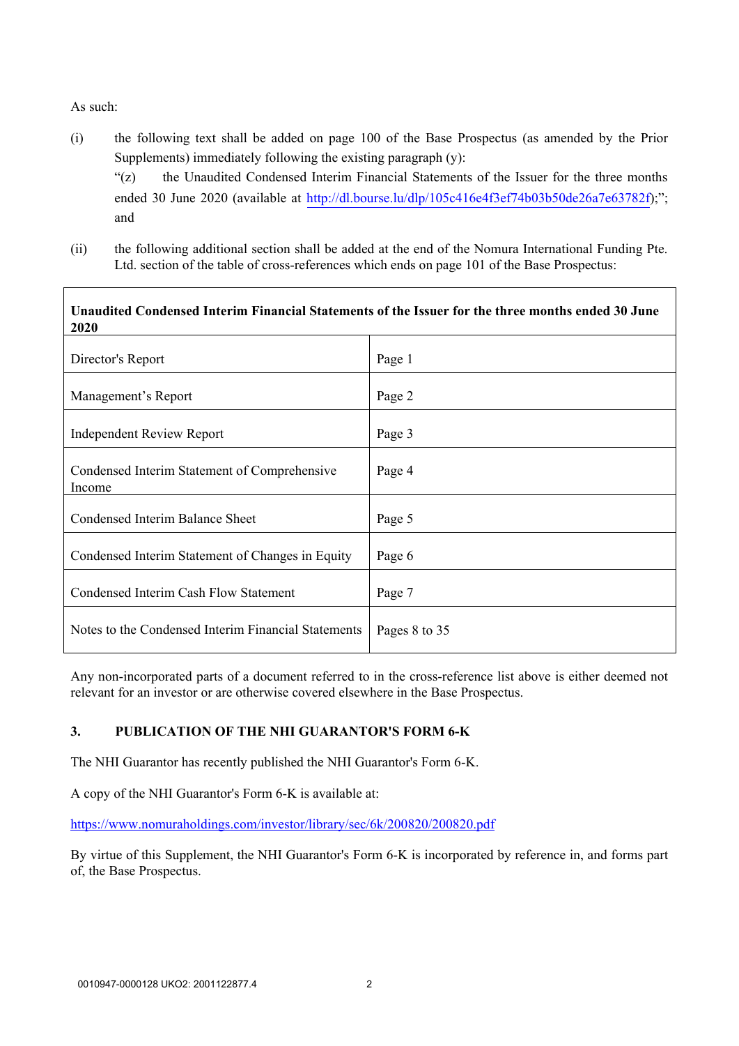As such:

(i) the following text shall be added on page 100 of the Base Prospectus (as amended by the Prior Supplements) immediately following the existing paragraph (y):

"(z) the Unaudited Condensed Interim Financial Statements of the Issuer for the three months ended 30 June 2020 (available at http://dl.bourse.lu/dlp/105c416e4f3ef74b03b50de26a7e63782f);"; and

(ii) the following additional section shall be added at the end of the Nomura International Funding Pte. Ltd. section of the table of cross-references which ends on page 101 of the Base Prospectus:

| **Unaudited Condensed Interim Financial Statements of the Issuer for the three months ended 30 June 2020** | |
|---|---|
| Director's Report | Page 1 |
| Management's Report | Page 2 |
| Independent Review Report | Page 3 |
| Condensed Interim Statement of Comprehensive Income | Page 4 |
| Condensed Interim Balance Sheet | Page 5 |
| Condensed Interim Statement of Changes in Equity | Page 6 |
| Condensed Interim Cash Flow Statement | Page 7 |
| Notes to the Condensed Interim Financial Statements | Pages 8 to 35 |

Any non-incorporated parts of a document referred to in the cross-reference list above is either deemed not relevant for an investor or are otherwise covered elsewhere in the Base Prospectus.

## 3. PUBLICATION OF THE NHI GUARANTOR'S FORM 6-K

The NHI Guarantor has recently published the NHI Guarantor's Form 6-K.

A copy of the NHI Guarantor's Form 6-K is available at:

https://www.nomuraholdings.com/investor/library/sec/6k/200820/200820.pdf

By virtue of this Supplement, the NHI Guarantor's Form 6-K is incorporated by reference in, and forms part of, the Base Prospectus.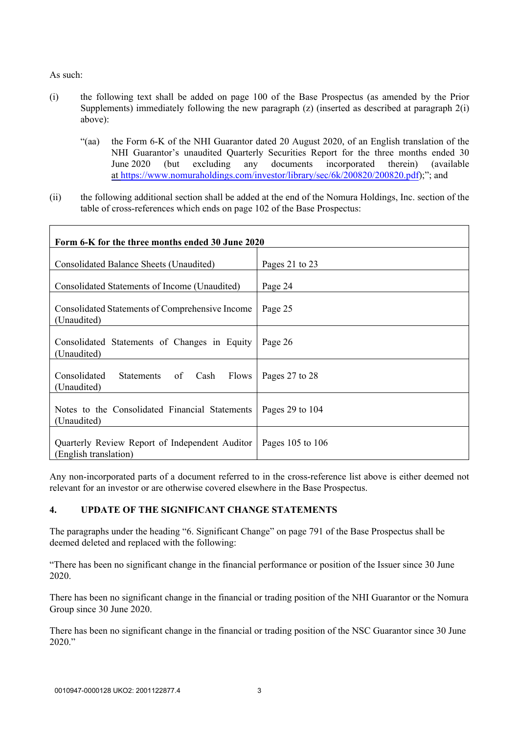As such:

(i) the following text shall be added on page 100 of the Base Prospectus (as amended by the Prior Supplements) immediately following the new paragraph (z) (inserted as described at paragraph 2(i) above):

> "(aa) the Form 6-K of the NHI Guarantor dated 20 August 2020, of an English translation of the NHI Guarantor's unaudited Quarterly Securities Report for the three months ended 30 June 2020 (but excluding any documents incorporated therein) (available at https://www.nomuraholdings.com/investor/library/sec/6k/200820/200820.pdf);"; and

(ii) the following additional section shall be added at the end of the Nomura Holdings, Inc. section of the table of cross-references which ends on page 102 of the Base Prospectus:

| **Form 6-K for the three months ended 30 June 2020** | |
|---|---|
| Consolidated Balance Sheets (Unaudited) | Pages 21 to 23 |
| Consolidated Statements of Income (Unaudited) | Page 24 |
| Consolidated Statements of Comprehensive Income (Unaudited) | Page 25 |
| Consolidated Statements of Changes in Equity (Unaudited) | Page 26 |
| Consolidated Statements of Cash Flows (Unaudited) | Pages 27 to 28 |
| Notes to the Consolidated Financial Statements (Unaudited) | Pages 29 to 104 |
| Quarterly Review Report of Independent Auditor (English translation) | Pages 105 to 106 |

Any non-incorporated parts of a document referred to in the cross-reference list above is either deemed not relevant for an investor or are otherwise covered elsewhere in the Base Prospectus.

## 4. UPDATE OF THE SIGNIFICANT CHANGE STATEMENTS

The paragraphs under the heading "6. Significant Change" on page 791 of the Base Prospectus shall be deemed deleted and replaced with the following:

"There has been no significant change in the financial performance or position of the Issuer since 30 June 2020.

There has been no significant change in the financial or trading position of the NHI Guarantor or the Nomura Group since 30 June 2020.

There has been no significant change in the financial or trading position of the NSC Guarantor since 30 June 2020."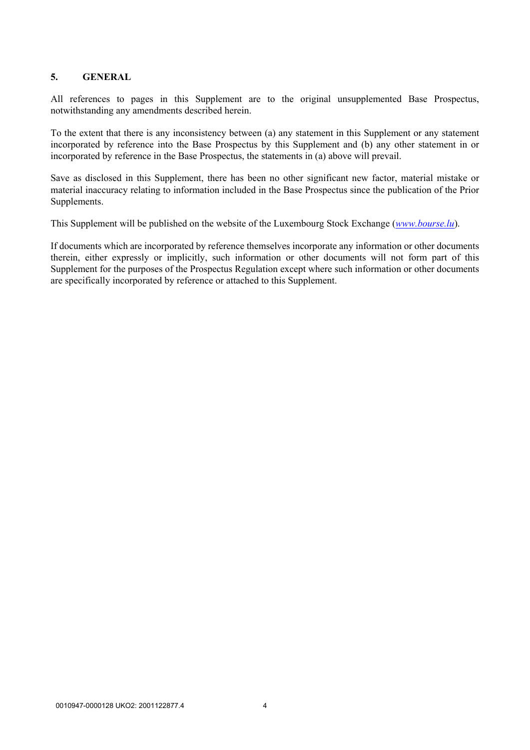## 5. GENERAL

All references to pages in this Supplement are to the original unsupplemented Base Prospectus, notwithstanding any amendments described herein.

To the extent that there is any inconsistency between (a) any statement in this Supplement or any statement incorporated by reference into the Base Prospectus by this Supplement and (b) any other statement in or incorporated by reference in the Base Prospectus, the statements in (a) above will prevail.

Save as disclosed in this Supplement, there has been no other significant new factor, material mistake or material inaccuracy relating to information included in the Base Prospectus since the publication of the Prior Supplements.

This Supplement will be published on the website of the Luxembourg Stock Exchange (*www.bourse.lu*).

If documents which are incorporated by reference themselves incorporate any information or other documents therein, either expressly or implicitly, such information or other documents will not form part of this Supplement for the purposes of the Prospectus Regulation except where such information or other documents are specifically incorporated by reference or attached to this Supplement.

0010947-0000128 UKO2: 2001122877.4